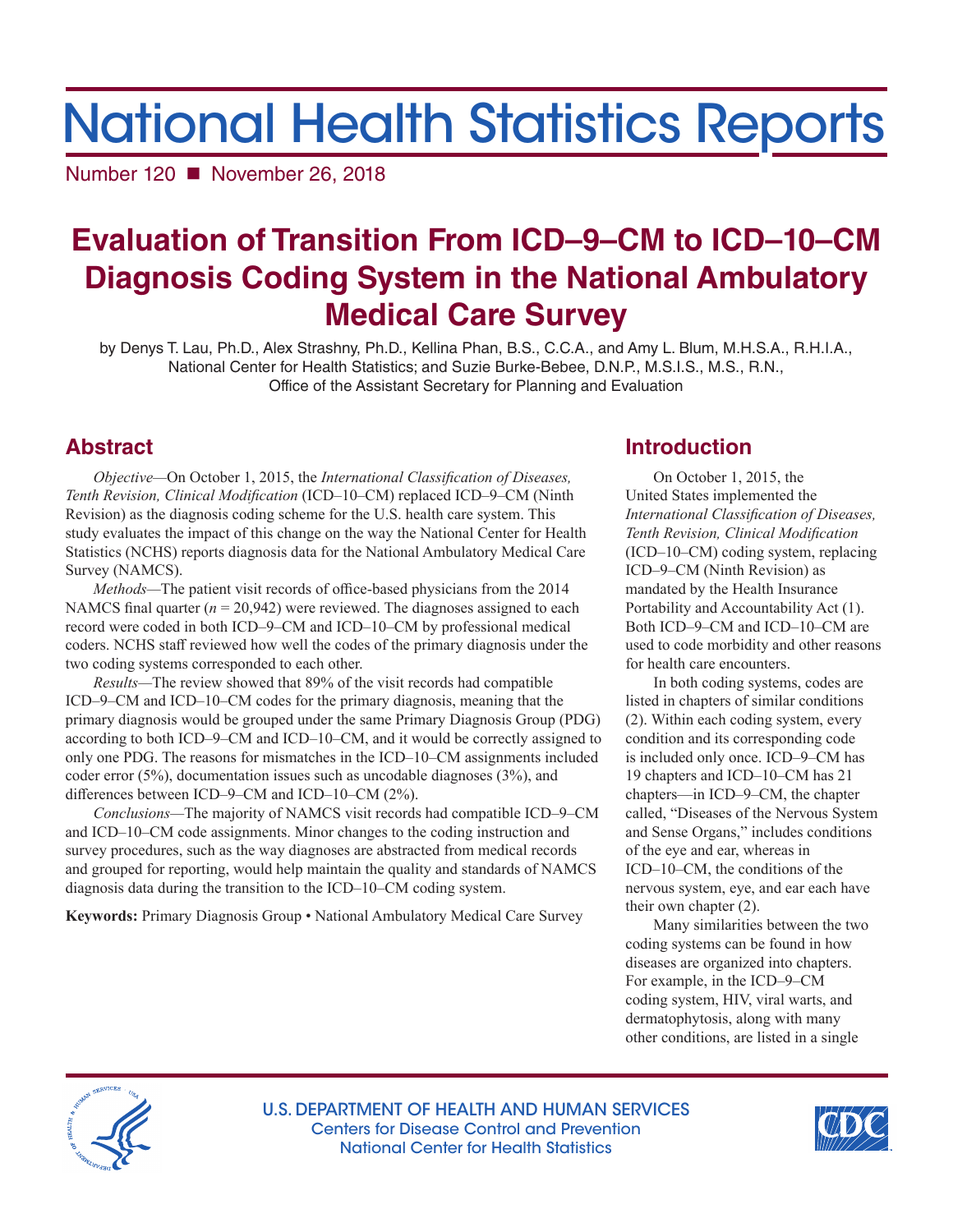# National Health Statistics Reports

Number 120 ■ November 26, 2018

# Evaluation of Transition From ICD–9–CM to ICD–10–CM Diagnosis Coding System in the National Ambulatory Medical Care Survey

by Denys T. Lau, Ph.D., Alex Strashny, Ph.D., Kellina Phan, B.S., C.C.A., and Amy L. Blum, M.H.S.A., R.H.I.A., National Center for Health Statistics; and Suzie Burke-Bebee, D.N.P., M.S.I.S., M.S., R.N., Office of the Assistant Secretary for Planning and Evaluation

## Abstract

*Objective*—On October 1, 2015, the *International Classification of Diseases, Tenth Revision, Clinical Modification* (ICD–10–CM) replaced ICD–9–CM (Ninth Revision) as the diagnosis coding scheme for the U.S. health care system. This study evaluates the impact of this change on the way the National Center for Health Statistics (NCHS) reports diagnosis data for the National Ambulatory Medical Care Survey (NAMCS).

*Methods*—The patient visit records of office-based physicians from the 2014 NAMCS final quarter (*n* = 20,942) were reviewed. The diagnoses assigned to each record were coded in both ICD–9–CM and ICD–10–CM by professional medical coders. NCHS staff reviewed how well the codes of the primary diagnosis under the two coding systems corresponded to each other.

*Results*—The review showed that 89% of the visit records had compatible ICD–9–CM and ICD–10–CM codes for the primary diagnosis, meaning that the primary diagnosis would be grouped under the same Primary Diagnosis Group (PDG) according to both ICD–9–CM and ICD–10–CM, and it would be correctly assigned to only one PDG. The reasons for mismatches in the ICD–10–CM assignments included coder error (5%), documentation issues such as uncodable diagnoses (3%), and differences between ICD–9–CM and ICD–10–CM (2%).

*Conclusions*—The majority of NAMCS visit records had compatible ICD–9–CM and ICD–10–CM code assignments. Minor changes to the coding instruction and survey procedures, such as the way diagnoses are abstracted from medical records and grouped for reporting, would help maintain the quality and standards of NAMCS diagnosis data during the transition to the ICD–10–CM coding system.

**Keywords:** Primary Diagnosis Group • National Ambulatory Medical Care Survey

## Introduction

On October 1, 2015, the United States implemented the *International Classification of Diseases, Tenth Revision, Clinical Modification* (ICD–10–CM) coding system, replacing ICD–9–CM (Ninth Revision) as mandated by the Health Insurance Portability and Accountability Act (1). Both ICD–9–CM and ICD–10–CM are used to code morbidity and other reasons for health care encounters.

In both coding systems, codes are listed in chapters of similar conditions (2). Within each coding system, every condition and its corresponding code is included only once. ICD–9–CM has 19 chapters and ICD–10–CM has 21 chapters—in ICD–9–CM, the chapter called, "Diseases of the Nervous System and Sense Organs," includes conditions of the eye and ear, whereas in ICD–10–CM, the conditions of the nervous system, eye, and ear each have their own chapter (2).

Many similarities between the two coding systems can be found in how diseases are organized into chapters. For example, in the ICD–9–CM coding system, HIV, viral warts, and dermatophytosis, along with many other conditions, are listed in a single

U.S. DEPARTMENT OF HEALTH AND HUMAN SERVICES
Centers for Disease Control and Prevention
National Center for Health Statistics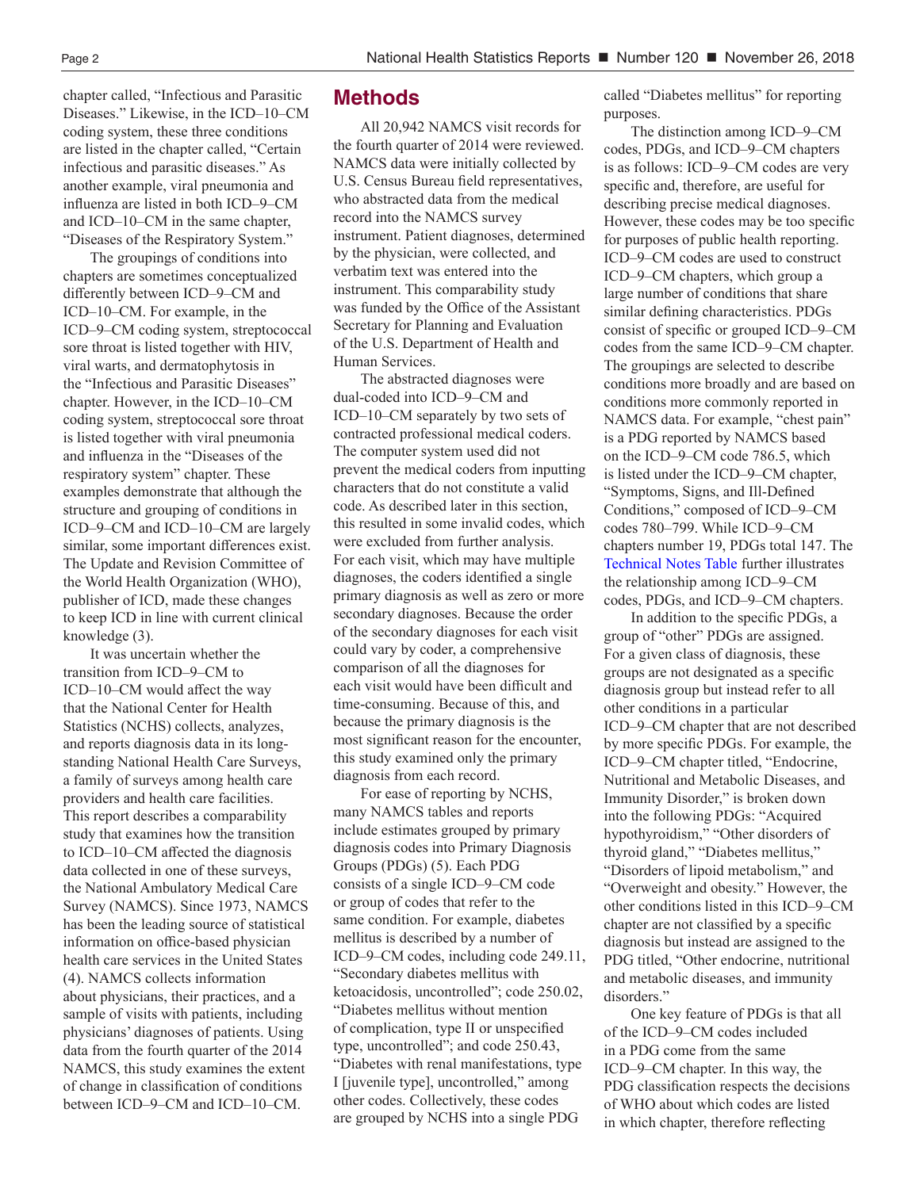chapter called, "Infectious and Parasitic Diseases." Likewise, in the ICD–10–CM coding system, these three conditions are listed in the chapter called, "Certain infectious and parasitic diseases." As another example, viral pneumonia and influenza are listed in both ICD–9–CM and ICD–10–CM in the same chapter, "Diseases of the Respiratory System."

The groupings of conditions into chapters are sometimes conceptualized differently between ICD–9–CM and ICD–10–CM. For example, in the ICD–9–CM coding system, streptococcal sore throat is listed together with HIV, viral warts, and dermatophytosis in the "Infectious and Parasitic Diseases" chapter. However, in the ICD–10–CM coding system, streptococcal sore throat is listed together with viral pneumonia and influenza in the "Diseases of the respiratory system" chapter. These examples demonstrate that although the structure and grouping of conditions in ICD–9–CM and ICD–10–CM are largely similar, some important differences exist. The Update and Revision Committee of the World Health Organization (WHO), publisher of ICD, made these changes to keep ICD in line with current clinical knowledge (3).

It was uncertain whether the transition from ICD–9–CM to ICD–10–CM would affect the way that the National Center for Health Statistics (NCHS) collects, analyzes, and reports diagnosis data in its long-standing National Health Care Surveys, a family of surveys among health care providers and health care facilities. This report describes a comparability study that examines how the transition to ICD–10–CM affected the diagnosis data collected in one of these surveys, the National Ambulatory Medical Care Survey (NAMCS). Since 1973, NAMCS has been the leading source of statistical information on office-based physician health care services in the United States (4). NAMCS collects information about physicians, their practices, and a sample of visits with patients, including physicians' diagnoses of patients. Using data from the fourth quarter of the 2014 NAMCS, this study examines the extent of change in classification of conditions between ICD–9–CM and ICD–10–CM.

## Methods

All 20,942 NAMCS visit records for the fourth quarter of 2014 were reviewed. NAMCS data were initially collected by U.S. Census Bureau field representatives, who abstracted data from the medical record into the NAMCS survey instrument. Patient diagnoses, determined by the physician, were collected, and verbatim text was entered into the instrument. This comparability study was funded by the Office of the Assistant Secretary for Planning and Evaluation of the U.S. Department of Health and Human Services.

The abstracted diagnoses were dual-coded into ICD–9–CM and ICD–10–CM separately by two sets of contracted professional medical coders. The computer system used did not prevent the medical coders from inputting characters that do not constitute a valid code. As described later in this section, this resulted in some invalid codes, which were excluded from further analysis. For each visit, which may have multiple diagnoses, the coders identified a single primary diagnosis as well as zero or more secondary diagnoses. Because the order of the secondary diagnoses for each visit could vary by coder, a comprehensive comparison of all the diagnoses for each visit would have been difficult and time-consuming. Because of this, and because the primary diagnosis is the most significant reason for the encounter, this study examined only the primary diagnosis from each record.

For ease of reporting by NCHS, many NAMCS tables and reports include estimates grouped by primary diagnosis codes into Primary Diagnosis Groups (PDGs) (5). Each PDG consists of a single ICD–9–CM code or group of codes that refer to the same condition. For example, diabetes mellitus is described by a number of ICD–9–CM codes, including code 249.11, "Secondary diabetes mellitus with ketoacidosis, uncontrolled"; code 250.02, "Diabetes mellitus without mention of complication, type II or unspecified type, uncontrolled"; and code 250.43, "Diabetes with renal manifestations, type I [juvenile type], uncontrolled," among other codes. Collectively, these codes are grouped by NCHS into a single PDG called "Diabetes mellitus" for reporting purposes.

The distinction among ICD–9–CM codes, PDGs, and ICD–9–CM chapters is as follows: ICD–9–CM codes are very specific and, therefore, are useful for describing precise medical diagnoses. However, these codes may be too specific for purposes of public health reporting. ICD–9–CM codes are used to construct ICD–9–CM chapters, which group a large number of conditions that share similar defining characteristics. PDGs consist of specific or grouped ICD–9–CM codes from the same ICD–9–CM chapter. The groupings are selected to describe conditions more broadly and are based on conditions more commonly reported in NAMCS data. For example, "chest pain" is a PDG reported by NAMCS based on the ICD–9–CM code 786.5, which is listed under the ICD–9–CM chapter, "Symptoms, Signs, and Ill-Defined Conditions," composed of ICD–9–CM codes 780–799. While ICD–9–CM chapters number 19, PDGs total 147. The Technical Notes Table further illustrates the relationship among ICD–9–CM codes, PDGs, and ICD–9–CM chapters.

In addition to the specific PDGs, a group of "other" PDGs are assigned. For a given class of diagnosis, these groups are not designated as a specific diagnosis group but instead refer to all other conditions in a particular ICD–9–CM chapter that are not described by more specific PDGs. For example, the ICD–9–CM chapter titled, "Endocrine, Nutritional and Metabolic Diseases, and Immunity Disorder," is broken down into the following PDGs: "Acquired hypothyroidism," "Other disorders of thyroid gland," "Diabetes mellitus," "Disorders of lipoid metabolism," and "Overweight and obesity." However, the other conditions listed in this ICD–9–CM chapter are not classified by a specific diagnosis but instead are assigned to the PDG titled, "Other endocrine, nutritional and metabolic diseases, and immunity disorders."

One key feature of PDGs is that all of the ICD–9–CM codes included in a PDG come from the same ICD–9–CM chapter. In this way, the PDG classification respects the decisions of WHO about which codes are listed in which chapter, therefore reflecting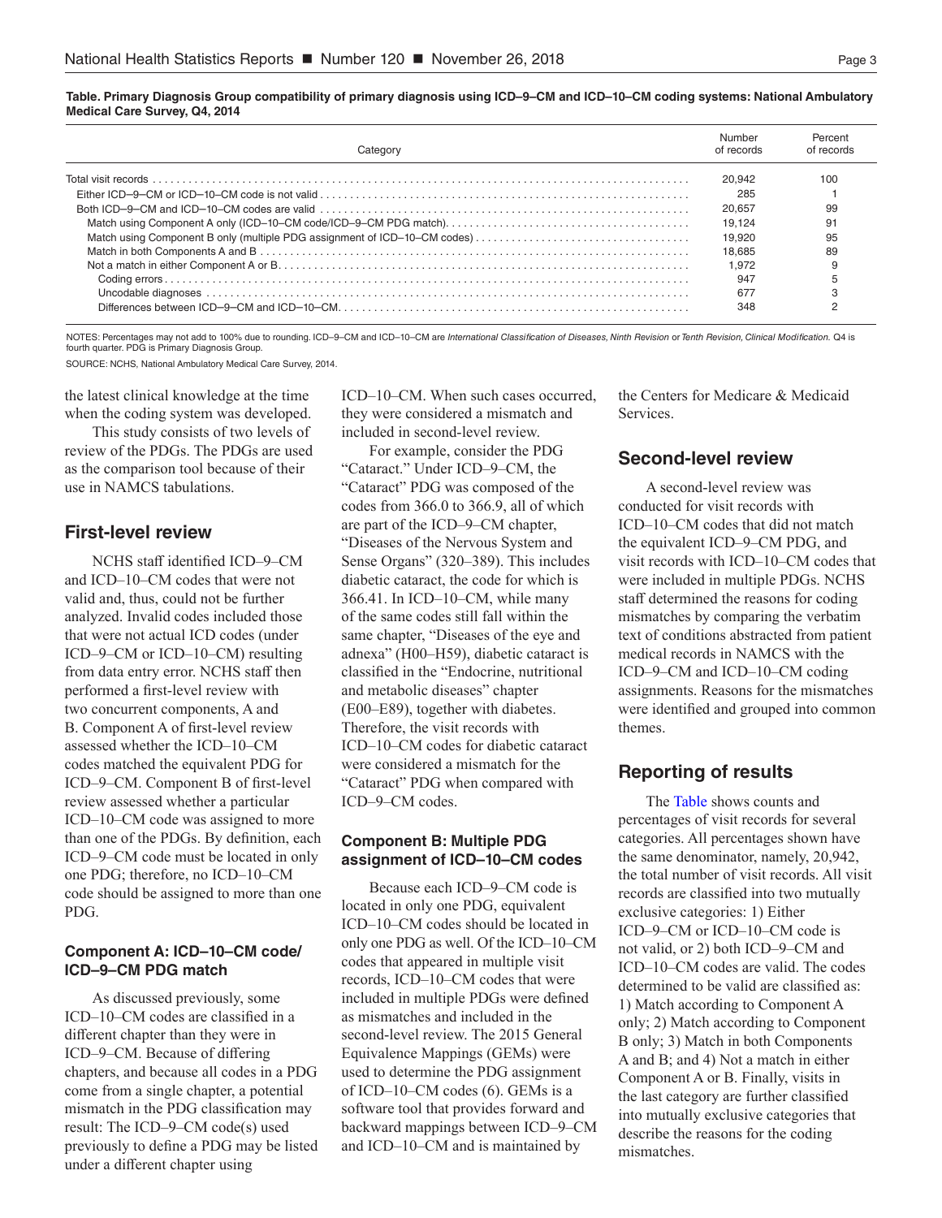**Table. Primary Diagnosis Group compatibility of primary diagnosis using ICD–9–CM and ICD–10–CM coding systems: National Ambulatory Medical Care Survey, Q4, 2014**

| Category | Number of records | Percent of records |
|---|---|---|
| Total visit records | 20,942 | 100 |
| Either ICD–9–CM or ICD–10–CM code is not valid | 285 | 1 |
| Both ICD–9–CM and ICD–10–CM codes are valid | 20,657 | 99 |
| Match using Component A only (ICD–10–CM code/ICD–9–CM PDG match) | 19,124 | 91 |
| Match using Component B only (multiple PDG assignment of ICD–10–CM codes) | 19,920 | 95 |
| Match in both Components A and B | 18,685 | 89 |
| Not a match in either Component A or B | 1,972 | 9 |
| Coding errors | 947 | 5 |
| Uncodable diagnoses | 677 | 3 |
| Differences between ICD–9–CM and ICD–10–CM | 348 | 2 |

NOTES: Percentages may not add to 100% due to rounding. ICD–9–CM and ICD–10–CM are *International Classification of Diseases, Ninth Revision* or *Tenth Revision, Clinical Modification*. Q4 is fourth quarter. PDG is Primary Diagnosis Group.

SOURCE: NCHS, National Ambulatory Medical Care Survey, 2014.

the latest clinical knowledge at the time when the coding system was developed.

This study consists of two levels of review of the PDGs. The PDGs are used as the comparison tool because of their use in NAMCS tabulations.

## First-level review

NCHS staff identified ICD–9–CM and ICD–10–CM codes that were not valid and, thus, could not be further analyzed. Invalid codes included those that were not actual ICD codes (under ICD–9–CM or ICD–10–CM) resulting from data entry error. NCHS staff then performed a first-level review with two concurrent components, A and B. Component A of first-level review assessed whether the ICD–10–CM codes matched the equivalent PDG for ICD–9–CM. Component B of first-level review assessed whether a particular ICD–10–CM code was assigned to more than one of the PDGs. By definition, each ICD–9–CM code must be located in only one PDG; therefore, no ICD–10–CM code should be assigned to more than one PDG.

### Component A: ICD–10–CM code/ ICD–9–CM PDG match

As discussed previously, some ICD–10–CM codes are classified in a different chapter than they were in ICD–9–CM. Because of differing chapters, and because all codes in a PDG come from a single chapter, a potential mismatch in the PDG classification may result: The ICD–9–CM code(s) used previously to define a PDG may be listed under a different chapter using ICD–10–CM. When such cases occurred, they were considered a mismatch and included in second-level review.

For example, consider the PDG "Cataract." Under ICD–9–CM, the "Cataract" PDG was composed of the codes from 366.0 to 366.9, all of which are part of the ICD–9–CM chapter, "Diseases of the Nervous System and Sense Organs" (320–389). This includes diabetic cataract, the code for which is 366.41. In ICD–10–CM, while many of the same codes still fall within the same chapter, "Diseases of the eye and adnexa" (H00–H59), diabetic cataract is classified in the "Endocrine, nutritional and metabolic diseases" chapter (E00–E89), together with diabetes. Therefore, the visit records with ICD–10–CM codes for diabetic cataract were considered a mismatch for the "Cataract" PDG when compared with ICD–9–CM codes.

### Component B: Multiple PDG assignment of ICD–10–CM codes

Because each ICD–9–CM code is located in only one PDG, equivalent ICD–10–CM codes should be located in only one PDG as well. Of the ICD–10–CM codes that appeared in multiple visit records, ICD–10–CM codes that were included in multiple PDGs were defined as mismatches and included in the second-level review. The 2015 General Equivalence Mappings (GEMs) were used to determine the PDG assignment of ICD–10–CM codes (6). GEMs is a software tool that provides forward and backward mappings between ICD–9–CM and ICD–10–CM and is maintained by the Centers for Medicare & Medicaid Services.

## Second-level review

A second-level review was conducted for visit records with ICD–10–CM codes that did not match the equivalent ICD–9–CM PDG, and visit records with ICD–10–CM codes that were included in multiple PDGs. NCHS staff determined the reasons for coding mismatches by comparing the verbatim text of conditions abstracted from patient medical records in NAMCS with the ICD–9–CM and ICD–10–CM coding assignments. Reasons for the mismatches were identified and grouped into common themes.

## Reporting of results

The Table shows counts and percentages of visit records for several categories. All percentages shown have the same denominator, namely, 20,942, the total number of visit records. All visit records are classified into two mutually exclusive categories: 1) Either ICD–9–CM or ICD–10–CM code is not valid, or 2) both ICD–9–CM and ICD–10–CM codes are valid. The codes determined to be valid are classified as: 1) Match according to Component A only; 2) Match according to Component B only; 3) Match in both Components A and B; and 4) Not a match in either Component A or B. Finally, visits in the last category are further classified into mutually exclusive categories that describe the reasons for the coding mismatches.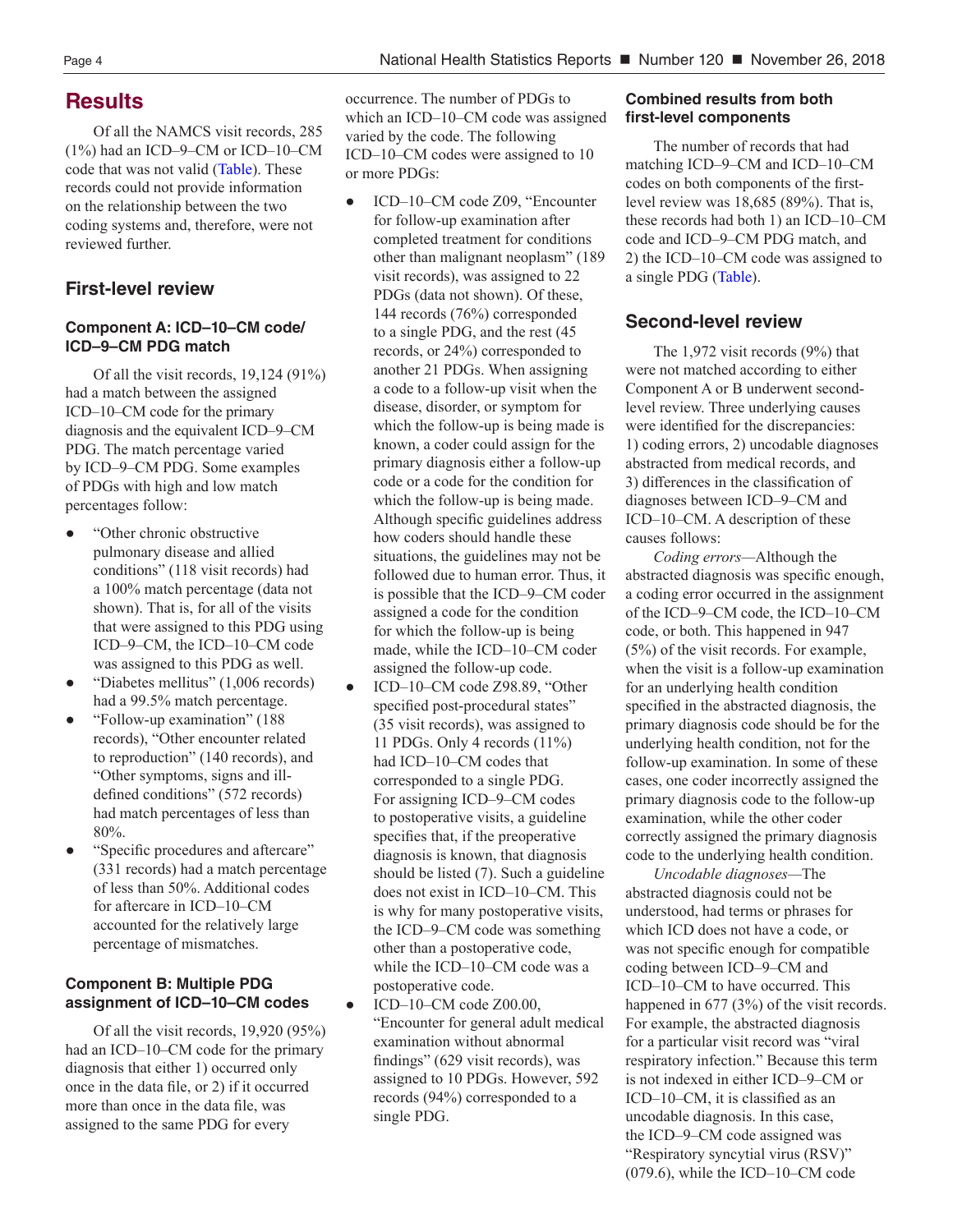## Results

Of all the NAMCS visit records, 285 (1%) had an ICD–9–CM or ICD–10–CM code that was not valid (Table). These records could not provide information on the relationship between the two coding systems and, therefore, were not reviewed further.

### First-level review

#### Component A: ICD–10–CM code/ ICD–9–CM PDG match

Of all the visit records, 19,124 (91%) had a match between the assigned ICD–10–CM code for the primary diagnosis and the equivalent ICD–9–CM PDG. The match percentage varied by ICD–9–CM PDG. Some examples of PDGs with high and low match percentages follow:

- "Other chronic obstructive pulmonary disease and allied conditions" (118 visit records) had a 100% match percentage (data not shown). That is, for all of the visits that were assigned to this PDG using ICD–9–CM, the ICD–10–CM code was assigned to this PDG as well.
- "Diabetes mellitus" (1,006 records) had a 99.5% match percentage.
- "Follow-up examination" (188 records), "Other encounter related to reproduction" (140 records), and "Other symptoms, signs and ill-defined conditions" (572 records) had match percentages of less than 80%.
- "Specific procedures and aftercare" (331 records) had a match percentage of less than 50%. Additional codes for aftercare in ICD–10–CM accounted for the relatively large percentage of mismatches.

#### Component B: Multiple PDG assignment of ICD–10–CM codes

Of all the visit records, 19,920 (95%) had an ICD–10–CM code for the primary diagnosis that either 1) occurred only once in the data file, or 2) if it occurred more than once in the data file, was assigned to the same PDG for every occurrence. The number of PDGs to which an ICD–10–CM code was assigned varied by the code. The following ICD–10–CM codes were assigned to 10 or more PDGs:

- ICD–10–CM code Z09, "Encounter for follow-up examination after completed treatment for conditions other than malignant neoplasm" (189 visit records), was assigned to 22 PDGs (data not shown). Of these, 144 records (76%) corresponded to a single PDG, and the rest (45 records, or 24%) corresponded to another 21 PDGs. When assigning a code to a follow-up visit when the disease, disorder, or symptom for which the follow-up is being made is known, a coder could assign for the primary diagnosis either a follow-up code or a code for the condition for which the follow-up is being made. Although specific guidelines address how coders should handle these situations, the guidelines may not be followed due to human error. Thus, it is possible that the ICD–9–CM coder assigned a code for the condition for which the follow-up is being made, while the ICD–10–CM coder assigned the follow-up code.
- ICD–10–CM code Z98.89, "Other specified post-procedural states" (35 visit records), was assigned to 11 PDGs. Only 4 records (11%) had ICD–10–CM codes that corresponded to a single PDG. For assigning ICD–9–CM codes to postoperative visits, a guideline specifies that, if the preoperative diagnosis is known, that diagnosis should be listed (7). Such a guideline does not exist in ICD–10–CM. This is why for many postoperative visits, the ICD–9–CM code was something other than a postoperative code, while the ICD–10–CM code was a postoperative code.
- ICD–10–CM code Z00.00, "Encounter for general adult medical examination without abnormal findings" (629 visit records), was assigned to 10 PDGs. However, 592 records (94%) corresponded to a single PDG.

#### Combined results from both first-level components

The number of records that had matching ICD–9–CM and ICD–10–CM codes on both components of the first-level review was 18,685 (89%). That is, these records had both 1) an ICD–10–CM code and ICD–9–CM PDG match, and 2) the ICD–10–CM code was assigned to a single PDG (Table).

### Second-level review

The 1,972 visit records (9%) that were not matched according to either Component A or B underwent second-level review. Three underlying causes were identified for the discrepancies: 1) coding errors, 2) uncodable diagnoses abstracted from medical records, and 3) differences in the classification of diagnoses between ICD–9–CM and ICD–10–CM. A description of these causes follows:

*Coding errors*—Although the abstracted diagnosis was specific enough, a coding error occurred in the assignment of the ICD–9–CM code, the ICD–10–CM code, or both. This happened in 947 (5%) of the visit records. For example, when the visit is a follow-up examination for an underlying health condition specified in the abstracted diagnosis, the primary diagnosis code should be for the underlying health condition, not for the follow-up examination. In some of these cases, one coder incorrectly assigned the primary diagnosis code to the follow-up examination, while the other coder correctly assigned the primary diagnosis code to the underlying health condition.

*Uncodable diagnoses*—The abstracted diagnosis could not be understood, had terms or phrases for which ICD does not have a code, or was not specific enough for compatible coding between ICD–9–CM and ICD–10–CM to have occurred. This happened in 677 (3%) of the visit records. For example, the abstracted diagnosis for a particular visit record was "viral respiratory infection." Because this term is not indexed in either ICD–9–CM or ICD–10–CM, it is classified as an uncodable diagnosis. In this case, the ICD–9–CM code assigned was "Respiratory syncytial virus (RSV)" (079.6), while the ICD–10–CM code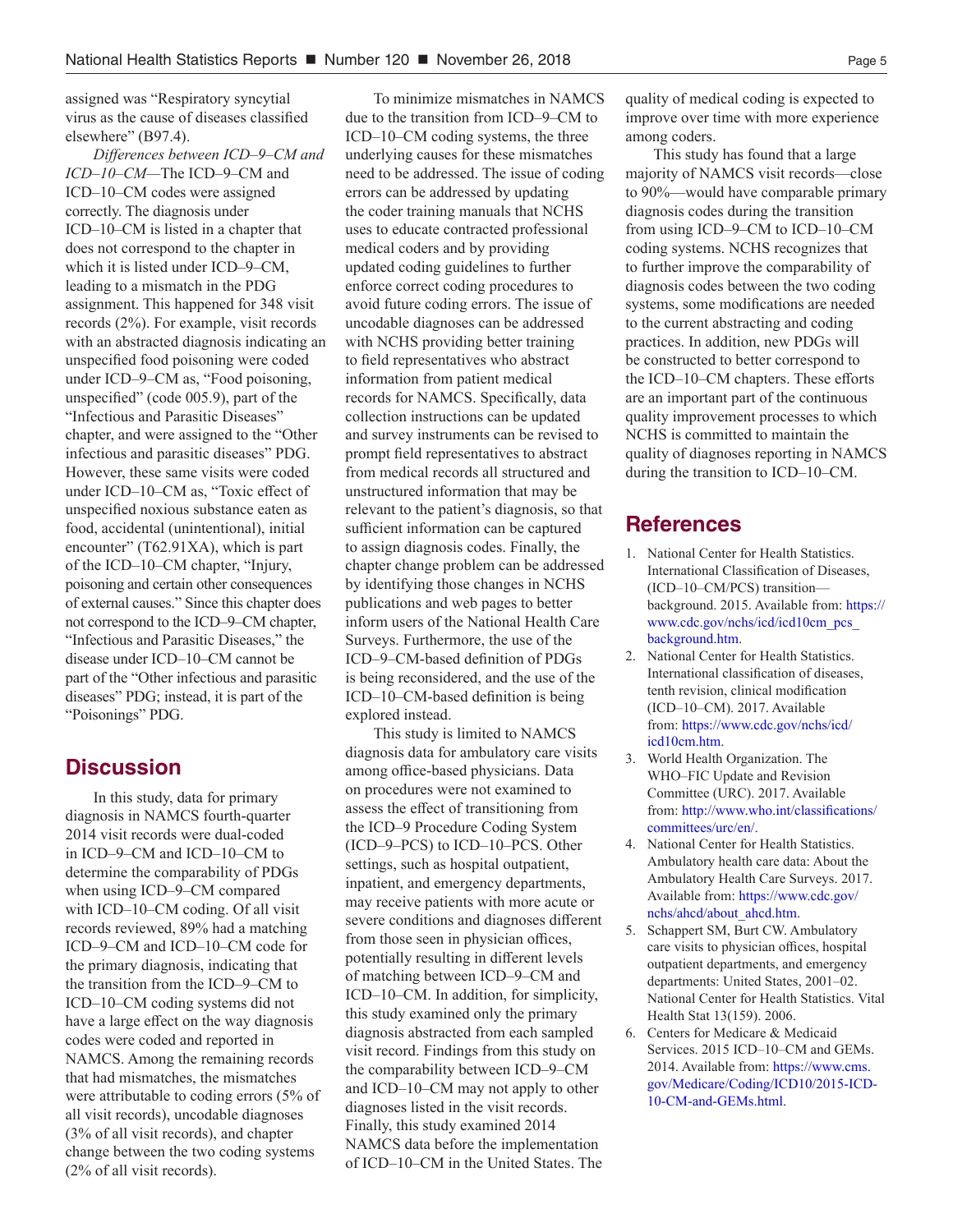assigned was "Respiratory syncytial virus as the cause of diseases classified elsewhere" (B97.4).

*Differences between ICD–9–CM and ICD–10–CM*—The ICD–9–CM and ICD–10–CM codes were assigned correctly. The diagnosis under ICD–10–CM is listed in a chapter that does not correspond to the chapter in which it is listed under ICD–9–CM, leading to a mismatch in the PDG assignment. This happened for 348 visit records (2%). For example, visit records with an abstracted diagnosis indicating an unspecified food poisoning were coded under ICD–9–CM as, "Food poisoning, unspecified" (code 005.9), part of the "Infectious and Parasitic Diseases" chapter, and were assigned to the "Other infectious and parasitic diseases" PDG. However, these same visits were coded under ICD–10–CM as, "Toxic effect of unspecified noxious substance eaten as food, accidental (unintentional), initial encounter" (T62.91XA), which is part of the ICD–10–CM chapter, "Injury, poisoning and certain other consequences of external causes." Since this chapter does not correspond to the ICD–9–CM chapter, "Infectious and Parasitic Diseases," the disease under ICD–10–CM cannot be part of the "Other infectious and parasitic diseases" PDG; instead, it is part of the "Poisonings" PDG.

## Discussion

In this study, data for primary diagnosis in NAMCS fourth-quarter 2014 visit records were dual-coded in ICD–9–CM and ICD–10–CM to determine the comparability of PDGs when using ICD–9–CM compared with ICD–10–CM coding. Of all visit records reviewed, 89% had a matching ICD–9–CM and ICD–10–CM code for the primary diagnosis, indicating that the transition from the ICD–9–CM to ICD–10–CM coding systems did not have a large effect on the way diagnosis codes were coded and reported in NAMCS. Among the remaining records that had mismatches, the mismatches were attributable to coding errors (5% of all visit records), uncodable diagnoses (3% of all visit records), and chapter change between the two coding systems (2% of all visit records).

To minimize mismatches in NAMCS due to the transition from ICD–9–CM to ICD–10–CM coding systems, the three underlying causes for these mismatches need to be addressed. The issue of coding errors can be addressed by updating the coder training manuals that NCHS uses to educate contracted professional medical coders and by providing updated coding guidelines to further enforce correct coding procedures to avoid future coding errors. The issue of uncodable diagnoses can be addressed with NCHS providing better training to field representatives who abstract information from patient medical records for NAMCS. Specifically, data collection instructions can be updated and survey instruments can be revised to prompt field representatives to abstract from medical records all structured and unstructured information that may be relevant to the patient's diagnosis, so that sufficient information can be captured to assign diagnosis codes. Finally, the chapter change problem can be addressed by identifying those changes in NCHS publications and web pages to better inform users of the National Health Care Surveys. Furthermore, the use of the ICD–9–CM-based definition of PDGs is being reconsidered, and the use of the ICD–10–CM-based definition is being explored instead.

This study is limited to NAMCS diagnosis data for ambulatory care visits among office-based physicians. Data on procedures were not examined to assess the effect of transitioning from the ICD–9 Procedure Coding System (ICD–9–PCS) to ICD–10–PCS. Other settings, such as hospital outpatient, inpatient, and emergency departments, may receive patients with more acute or severe conditions and diagnoses different from those seen in physician offices, potentially resulting in different levels of matching between ICD–9–CM and ICD–10–CM. In addition, for simplicity, this study examined only the primary diagnosis abstracted from each sampled visit record. Findings from this study on the comparability between ICD–9–CM and ICD–10–CM may not apply to other diagnoses listed in the visit records. Finally, this study examined 2014 NAMCS data before the implementation of ICD–10–CM in the United States. The quality of medical coding is expected to improve over time with more experience among coders.

This study has found that a large majority of NAMCS visit records—close to 90%—would have comparable primary diagnosis codes during the transition from using ICD–9–CM to ICD–10–CM coding systems. NCHS recognizes that to further improve the comparability of diagnosis codes between the two coding systems, some modifications are needed to the current abstracting and coding practices. In addition, new PDGs will be constructed to better correspond to the ICD–10–CM chapters. These efforts are an important part of the continuous quality improvement processes to which NCHS is committed to maintain the quality of diagnoses reporting in NAMCS during the transition to ICD–10–CM.

## References

1. National Center for Health Statistics. International Classification of Diseases, (ICD–10–CM/PCS) transition—background. 2015. Available from: https://www.cdc.gov/nchs/icd/icd10cm_pcs_background.htm.
2. National Center for Health Statistics. International classification of diseases, tenth revision, clinical modification (ICD–10–CM). 2017. Available from: https://www.cdc.gov/nchs/icd/icd10cm.htm.
3. World Health Organization. The WHO–FIC Update and Revision Committee (URC). 2017. Available from: http://www.who.int/classifications/committees/urc/en/.
4. National Center for Health Statistics. Ambulatory health care data: About the Ambulatory Health Care Surveys. 2017. Available from: https://www.cdc.gov/nchs/ahcd/about_ahcd.htm.
5. Schappert SM, Burt CW. Ambulatory care visits to physician offices, hospital outpatient departments, and emergency departments: United States, 2001–02. National Center for Health Statistics. Vital Health Stat 13(159). 2006.
6. Centers for Medicare & Medicaid Services. 2015 ICD–10–CM and GEMs. 2014. Available from: https://www.cms.gov/Medicare/Coding/ICD10/2015-ICD-10-CM-and-GEMs.html.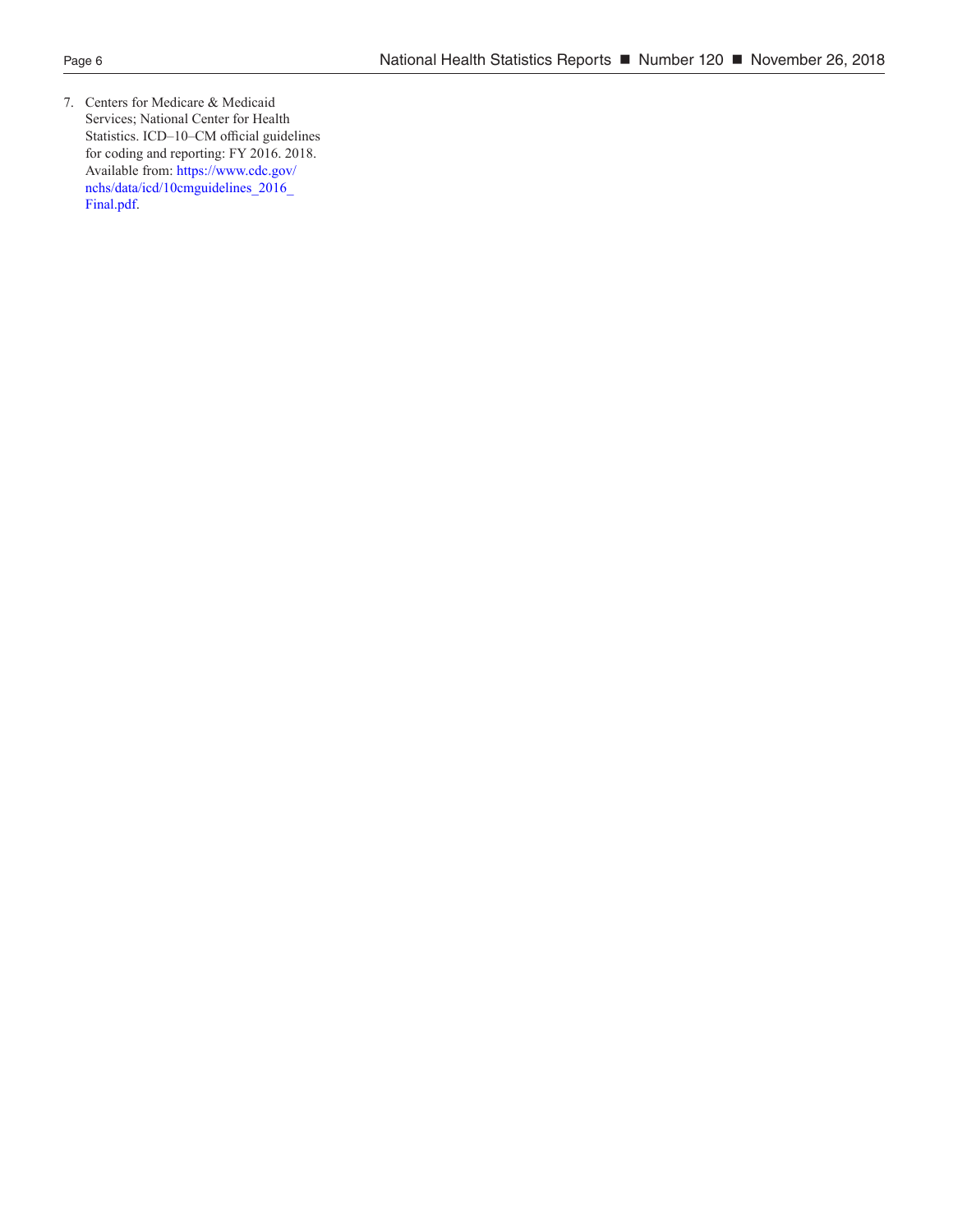7. Centers for Medicare & Medicaid Services; National Center for Health Statistics. ICD–10–CM official guidelines for coding and reporting: FY 2016. 2018. Available from: https://www.cdc.gov/nchs/data/icd/10cmguidelines_2016_Final.pdf.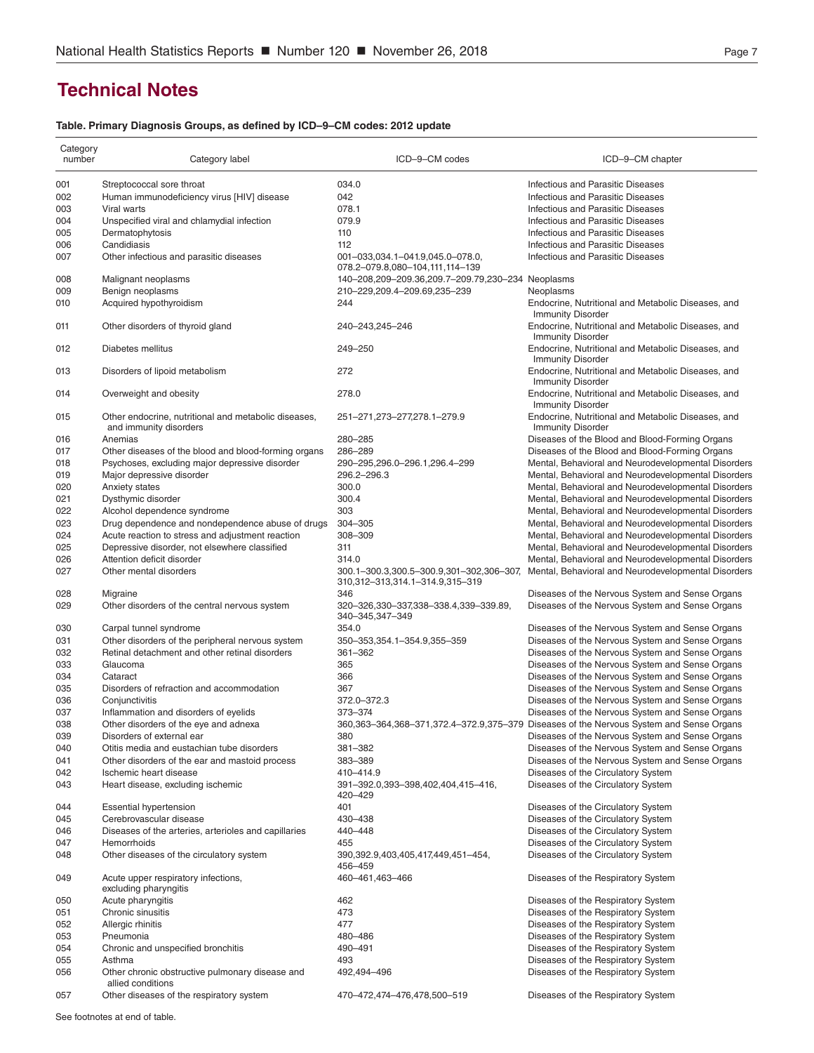# Technical Notes

**Table. Primary Diagnosis Groups, as defined by ICD–9–CM codes: 2012 update**

| Category number | Category label | ICD–9–CM codes | ICD–9–CM chapter |
|---|---|---|---|
| 001 | Streptococcal sore throat | 034.0 | Infectious and Parasitic Diseases |
| 002 | Human immunodeficiency virus [HIV] disease | 042 | Infectious and Parasitic Diseases |
| 003 | Viral warts | 078.1 | Infectious and Parasitic Diseases |
| 004 | Unspecified viral and chlamydial infection | 079.9 | Infectious and Parasitic Diseases |
| 005 | Dermatophytosis | 110 | Infectious and Parasitic Diseases |
| 006 | Candidiasis | 112 | Infectious and Parasitic Diseases |
| 007 | Other infectious and parasitic diseases | 001–033,034.1–041.9,045.0–078.0, 078.2–079.8,080–104,111,114–139 | Infectious and Parasitic Diseases |
| 008 | Malignant neoplasms | 140–208,209–209.36,209.7–209.79,230–234 | Neoplasms |
| 009 | Benign neoplasms | 210–229,209.4–209.69,235–239 | Neoplasms |
| 010 | Acquired hypothyroidism | 244 | Endocrine, Nutritional and Metabolic Diseases, and Immunity Disorder |
| 011 | Other disorders of thyroid gland | 240–243,245–246 | Endocrine, Nutritional and Metabolic Diseases, and Immunity Disorder |
| 012 | Diabetes mellitus | 249–250 | Endocrine, Nutritional and Metabolic Diseases, and Immunity Disorder |
| 013 | Disorders of lipoid metabolism | 272 | Endocrine, Nutritional and Metabolic Diseases, and Immunity Disorder |
| 014 | Overweight and obesity | 278.0 | Endocrine, Nutritional and Metabolic Diseases, and Immunity Disorder |
| 015 | Other endocrine, nutritional and metabolic diseases, and immunity disorders | 251–271,273–277,278.1–279.9 | Endocrine, Nutritional and Metabolic Diseases, and Immunity Disorder |
| 016 | Anemias | 280–285 | Diseases of the Blood and Blood-Forming Organs |
| 017 | Other diseases of the blood and blood-forming organs | 286–289 | Diseases of the Blood and Blood-Forming Organs |
| 018 | Psychoses, excluding major depressive disorder | 290–295,296.0–296.1,296.4–299 | Mental, Behavioral and Neurodevelopmental Disorders |
| 019 | Major depressive disorder | 296.2–296.3 | Mental, Behavioral and Neurodevelopmental Disorders |
| 020 | Anxiety states | 300.0 | Mental, Behavioral and Neurodevelopmental Disorders |
| 021 | Dysthymic disorder | 300.4 | Mental, Behavioral and Neurodevelopmental Disorders |
| 022 | Alcohol dependence syndrome | 303 | Mental, Behavioral and Neurodevelopmental Disorders |
| 023 | Drug dependence and nondependence abuse of drugs | 304–305 | Mental, Behavioral and Neurodevelopmental Disorders |
| 024 | Acute reaction to stress and adjustment reaction | 308–309 | Mental, Behavioral and Neurodevelopmental Disorders |
| 025 | Depressive disorder, not elsewhere classified | 311 | Mental, Behavioral and Neurodevelopmental Disorders |
| 026 | Attention deficit disorder | 314.0 | Mental, Behavioral and Neurodevelopmental Disorders |
| 027 | Other mental disorders | 300.1–300.3,300.5–300.9,301–302,306–307, 310,312–313,314.1–314.9,315–319 | Mental, Behavioral and Neurodevelopmental Disorders |
| 028 | Migraine | 346 | Diseases of the Nervous System and Sense Organs |
| 029 | Other disorders of the central nervous system | 320–326,330–337,338–338.4,339–339.89, 340–345,347–349 | Diseases of the Nervous System and Sense Organs |
| 030 | Carpal tunnel syndrome | 354.0 | Diseases of the Nervous System and Sense Organs |
| 031 | Other disorders of the peripheral nervous system | 350–353,354.1–354.9,355–359 | Diseases of the Nervous System and Sense Organs |
| 032 | Retinal detachment and other retinal disorders | 361–362 | Diseases of the Nervous System and Sense Organs |
| 033 | Glaucoma | 365 | Diseases of the Nervous System and Sense Organs |
| 034 | Cataract | 366 | Diseases of the Nervous System and Sense Organs |
| 035 | Disorders of refraction and accommodation | 367 | Diseases of the Nervous System and Sense Organs |
| 036 | Conjunctivitis | 372.0–372.3 | Diseases of the Nervous System and Sense Organs |
| 037 | Inflammation and disorders of eyelids | 373–374 | Diseases of the Nervous System and Sense Organs |
| 038 | Other disorders of the eye and adnexa | 360,363–364,368–371,372.4–372.9,375–379 | Diseases of the Nervous System and Sense Organs |
| 039 | Disorders of external ear | 380 | Diseases of the Nervous System and Sense Organs |
| 040 | Otitis media and eustachian tube disorders | 381–382 | Diseases of the Nervous System and Sense Organs |
| 041 | Other disorders of the ear and mastoid process | 383–389 | Diseases of the Nervous System and Sense Organs |
| 042 | Ischemic heart disease | 410–414.9 | Diseases of the Circulatory System |
| 043 | Heart disease, excluding ischemic | 391–392.0,393–398,402,404,415–416, 420–429 | Diseases of the Circulatory System |
| 044 | Essential hypertension | 401 | Diseases of the Circulatory System |
| 045 | Cerebrovascular disease | 430–438 | Diseases of the Circulatory System |
| 046 | Diseases of the arteries, arterioles and capillaries | 440–448 | Diseases of the Circulatory System |
| 047 | Hemorrhoids | 455 | Diseases of the Circulatory System |
| 048 | Other diseases of the circulatory system | 390,392.9,403,405,417,449,451–454, 456–459 | Diseases of the Circulatory System |
| 049 | Acute upper respiratory infections, excluding pharyngitis | 460–461,463–466 | Diseases of the Respiratory System |
| 050 | Acute pharyngitis | 462 | Diseases of the Respiratory System |
| 051 | Chronic sinusitis | 473 | Diseases of the Respiratory System |
| 052 | Allergic rhinitis | 477 | Diseases of the Respiratory System |
| 053 | Pneumonia | 480–486 | Diseases of the Respiratory System |
| 054 | Chronic and unspecified bronchitis | 490–491 | Diseases of the Respiratory System |
| 055 | Asthma | 493 | Diseases of the Respiratory System |
| 056 | Other chronic obstructive pulmonary disease and allied conditions | 492,494–496 | Diseases of the Respiratory System |
| 057 | Other diseases of the respiratory system | 470–472,474–476,478,500–519 | Diseases of the Respiratory System |

See footnotes at end of table.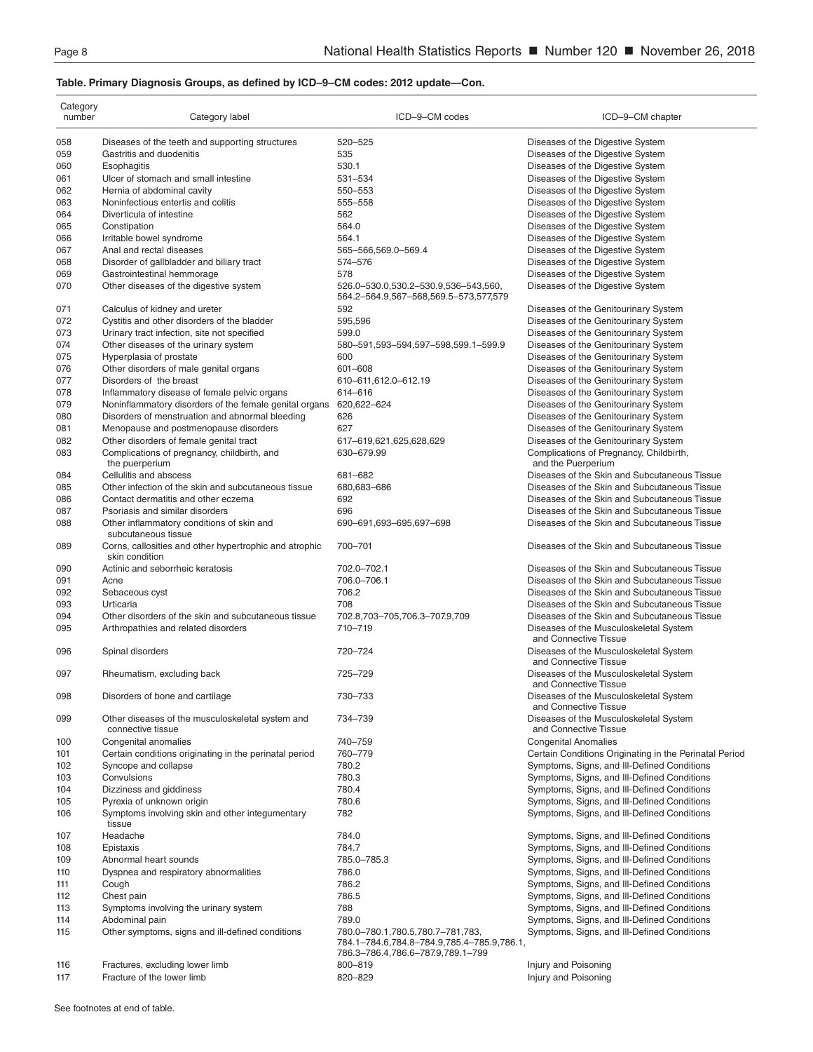**Table. Primary Diagnosis Groups, as defined by ICD–9–CM codes: 2012 update—Con.**

| Category number | Category label | ICD–9–CM codes | ICD–9–CM chapter |
|---|---|---|---|
| 058 | Diseases of the teeth and supporting structures | 520–525 | Diseases of the Digestive System |
| 059 | Gastritis and duodenitis | 535 | Diseases of the Digestive System |
| 060 | Esophagitis | 530.1 | Diseases of the Digestive System |
| 061 | Ulcer of stomach and small intestine | 531–534 | Diseases of the Digestive System |
| 062 | Hernia of abdominal cavity | 550–553 | Diseases of the Digestive System |
| 063 | Noninfectious entertis and colitis | 555–558 | Diseases of the Digestive System |
| 064 | Diverticula of intestine | 562 | Diseases of the Digestive System |
| 065 | Constipation | 564.0 | Diseases of the Digestive System |
| 066 | Irritable bowel syndrome | 564.1 | Diseases of the Digestive System |
| 067 | Anal and rectal diseases | 565–566,569.0–569.4 | Diseases of the Digestive System |
| 068 | Disorder of gallbladder and biliary tract | 574–576 | Diseases of the Digestive System |
| 069 | Gastrointestinal hemmorage | 578 | Diseases of the Digestive System |
| 070 | Other diseases of the digestive system | 526.0–530.0,530.2–530.9,536–543,560, 564.2–564.9,567–568,569.5–573,577,579 | Diseases of the Digestive System |
| 071 | Calculus of kidney and ureter | 592 | Diseases of the Genitourinary System |
| 072 | Cystitis and other disorders of the bladder | 595,596 | Diseases of the Genitourinary System |
| 073 | Urinary tract infection, site not specified | 599.0 | Diseases of the Genitourinary System |
| 074 | Other diseases of the urinary system | 580–591,593–594,597–598,599.1–599.9 | Diseases of the Genitourinary System |
| 075 | Hyperplasia of prostate | 600 | Diseases of the Genitourinary System |
| 076 | Other disorders of male genital organs | 601–608 | Diseases of the Genitourinary System |
| 077 | Disorders of the breast | 610–611,612.0–612.19 | Diseases of the Genitourinary System |
| 078 | Inflammatory disease of female pelvic organs | 614–616 | Diseases of the Genitourinary System |
| 079 | Noninflammatory disorders of the female genital organs | 620,622–624 | Diseases of the Genitourinary System |
| 080 | Disorders of menstruation and abnormal bleeding | 626 | Diseases of the Genitourinary System |
| 081 | Menopause and postmenopause disorders | 627 | Diseases of the Genitourinary System |
| 082 | Other disorders of female genital tract | 617–619,621,625,628,629 | Diseases of the Genitourinary System |
| 083 | Complications of pregnancy, childbirth, and the puerperium | 630–679.99 | Complications of Pregnancy, Childbirth, and the Puerperium |
| 084 | Cellulitis and abscess | 681–682 | Diseases of the Skin and Subcutaneous Tissue |
| 085 | Other infection of the skin and subcutaneous tissue | 680,683–686 | Diseases of the Skin and Subcutaneous Tissue |
| 086 | Contact dermatitis and other eczema | 692 | Diseases of the Skin and Subcutaneous Tissue |
| 087 | Psoriasis and similar disorders | 696 | Diseases of the Skin and Subcutaneous Tissue |
| 088 | Other inflammatory conditions of skin and subcutaneous tissue | 690–691,693–695,697–698 | Diseases of the Skin and Subcutaneous Tissue |
| 089 | Corns, callosities and other hypertrophic and atrophic skin condition | 700–701 | Diseases of the Skin and Subcutaneous Tissue |
| 090 | Actinic and seborrheic keratosis | 702.0–702.1 | Diseases of the Skin and Subcutaneous Tissue |
| 091 | Acne | 706.0–706.1 | Diseases of the Skin and Subcutaneous Tissue |
| 092 | Sebaceous cyst | 706.2 | Diseases of the Skin and Subcutaneous Tissue |
| 093 | Urticaria | 708 | Diseases of the Skin and Subcutaneous Tissue |
| 094 | Other disorders of the skin and subcutaneous tissue | 702.8,703–705,706.3–707.9,709 | Diseases of the Skin and Subcutaneous Tissue |
| 095 | Arthropathies and related disorders | 710–719 | Diseases of the Musculoskeletal System and Connective Tissue |
| 096 | Spinal disorders | 720–724 | Diseases of the Musculoskeletal System and Connective Tissue |
| 097 | Rheumatism, excluding back | 725–729 | Diseases of the Musculoskeletal System and Connective Tissue |
| 098 | Disorders of bone and cartilage | 730–733 | Diseases of the Musculoskeletal System and Connective Tissue |
| 099 | Other diseases of the musculoskeletal system and connective tissue | 734–739 | Diseases of the Musculoskeletal System and Connective Tissue |
| 100 | Congenital anomalies | 740–759 | Congenital Anomalies |
| 101 | Certain conditions originating in the perinatal period | 760–779 | Certain Conditions Originating in the Perinatal Period |
| 102 | Syncope and collapse | 780.2 | Symptoms, Signs, and Ill-Defined Conditions |
| 103 | Convulsions | 780.3 | Symptoms, Signs, and Ill-Defined Conditions |
| 104 | Dizziness and giddiness | 780.4 | Symptoms, Signs, and Ill-Defined Conditions |
| 105 | Pyrexia of unknown origin | 780.6 | Symptoms, Signs, and Ill-Defined Conditions |
| 106 | Symptoms involving skin and other integumentary tissue | 782 | Symptoms, Signs, and Ill-Defined Conditions |
| 107 | Headache | 784.0 | Symptoms, Signs, and Ill-Defined Conditions |
| 108 | Epistaxis | 784.7 | Symptoms, Signs, and Ill-Defined Conditions |
| 109 | Abnormal heart sounds | 785.0–785.3 | Symptoms, Signs, and Ill-Defined Conditions |
| 110 | Dyspnea and respiratory abnormalities | 786.0 | Symptoms, Signs, and Ill-Defined Conditions |
| 111 | Cough | 786.2 | Symptoms, Signs, and Ill-Defined Conditions |
| 112 | Chest pain | 786.5 | Symptoms, Signs, and Ill-Defined Conditions |
| 113 | Symptoms involving the urinary system | 788 | Symptoms, Signs, and Ill-Defined Conditions |
| 114 | Abdominal pain | 789.0 | Symptoms, Signs, and Ill-Defined Conditions |
| 115 | Other symptoms, signs and ill-defined conditions | 780.0–780.1,780.5,780.7–781,783, 784.1–784.6,784.8–784.9,785.4–785.9,786.1, 786.3–786.4,786.6–787.9,789.1–799 | Symptoms, Signs, and Ill-Defined Conditions |
| 116 | Fractures, excluding lower limb | 800–819 | Injury and Poisoning |
| 117 | Fracture of the lower limb | 820–829 | Injury and Poisoning |

See footnotes at end of table.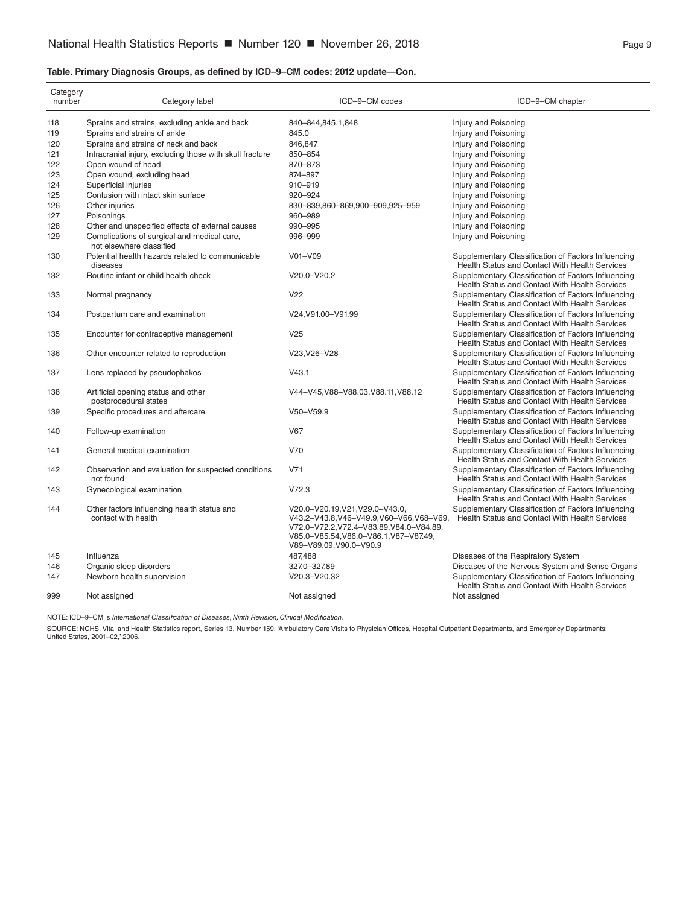**Table. Primary Diagnosis Groups, as defined by ICD–9–CM codes: 2012 update—Con.**

| Category number | Category label | ICD–9–CM codes | ICD–9–CM chapter |
|---|---|---|---|
| 118 | Sprains and strains, excluding ankle and back | 840–844,845.1,848 | Injury and Poisoning |
| 119 | Sprains and strains of ankle | 845.0 | Injury and Poisoning |
| 120 | Sprains and strains of neck and back | 846,847 | Injury and Poisoning |
| 121 | Intracranial injury, excluding those with skull fracture | 850–854 | Injury and Poisoning |
| 122 | Open wound of head | 870–873 | Injury and Poisoning |
| 123 | Open wound, excluding head | 874–897 | Injury and Poisoning |
| 124 | Superficial injuries | 910–919 | Injury and Poisoning |
| 125 | Contusion with intact skin surface | 920–924 | Injury and Poisoning |
| 126 | Other injuries | 830–839,860–869,900–909,925–959 | Injury and Poisoning |
| 127 | Poisonings | 960–989 | Injury and Poisoning |
| 128 | Other and unspecified effects of external causes | 990–995 | Injury and Poisoning |
| 129 | Complications of surgical and medical care, not elsewhere classified | 996–999 | Injury and Poisoning |
| 130 | Potential health hazards related to communicable diseases | V01–V09 | Supplementary Classification of Factors Influencing Health Status and Contact With Health Services |
| 132 | Routine infant or child health check | V20.0–V20.2 | Supplementary Classification of Factors Influencing Health Status and Contact With Health Services |
| 133 | Normal pregnancy | V22 | Supplementary Classification of Factors Influencing Health Status and Contact With Health Services |
| 134 | Postpartum care and examination | V24,V91.00–V91.99 | Supplementary Classification of Factors Influencing Health Status and Contact With Health Services |
| 135 | Encounter for contraceptive management | V25 | Supplementary Classification of Factors Influencing Health Status and Contact With Health Services |
| 136 | Other encounter related to reproduction | V23,V26–V28 | Supplementary Classification of Factors Influencing Health Status and Contact With Health Services |
| 137 | Lens replaced by pseudophakos | V43.1 | Supplementary Classification of Factors Influencing Health Status and Contact With Health Services |
| 138 | Artificial opening status and other postprocedural states | V44–V45,V88–V88.03,V88.11,V88.12 | Supplementary Classification of Factors Influencing Health Status and Contact With Health Services |
| 139 | Specific procedures and aftercare | V50–V59.9 | Supplementary Classification of Factors Influencing Health Status and Contact With Health Services |
| 140 | Follow-up examination | V67 | Supplementary Classification of Factors Influencing Health Status and Contact With Health Services |
| 141 | General medical examination | V70 | Supplementary Classification of Factors Influencing Health Status and Contact With Health Services |
| 142 | Observation and evaluation for suspected conditions not found | V71 | Supplementary Classification of Factors Influencing Health Status and Contact With Health Services |
| 143 | Gynecological examination | V72.3 | Supplementary Classification of Factors Influencing Health Status and Contact With Health Services |
| 144 | Other factors influencing health status and contact with health | V20.0–V20.19,V21,V29.0–V43.0, V43.2–V43.8,V46–V49.9,V60–V66,V68–V69, V72.0–V72.2,V72.4–V83.89,V84.0–V84.89, V85.0–V85.54,V86.0–V86.1,V87–V87.49, V89–V89.09,V90.0–V90.9 | Supplementary Classification of Factors Influencing Health Status and Contact With Health Services |
| 145 | Influenza | 487,488 | Diseases of the Respiratory System |
| 146 | Organic sleep disorders | 327.0–327.89 | Diseases of the Nervous System and Sense Organs |
| 147 | Newborn health supervision | V20.3–V20.32 | Supplementary Classification of Factors Influencing Health Status and Contact With Health Services |
| 999 | Not assigned | Not assigned | Not assigned |

NOTE: ICD–9–CM is *International Classification of Diseases, Ninth Revision, Clinical Modification.*

SOURCE: NCHS, Vital and Health Statistics report, Series 13, Number 159, "Ambulatory Care Visits to Physician Offices, Hospital Outpatient Departments, and Emergency Departments: United States, 2001–02," 2006.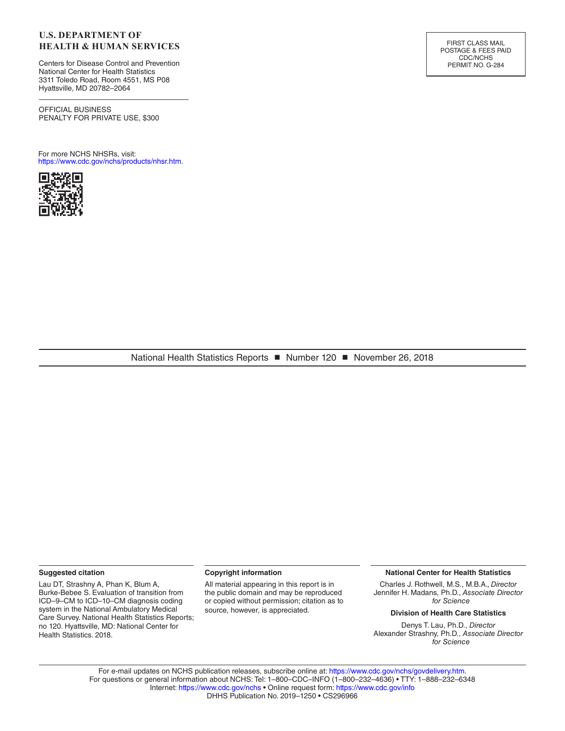**U.S. DEPARTMENT OF HEALTH & HUMAN SERVICES**

Centers for Disease Control and Prevention
National Center for Health Statistics
3311 Toledo Road, Room 4551, MS P08
Hyattsville, MD 20782–2064

OFFICIAL BUSINESS
PENALTY FOR PRIVATE USE, $300

FIRST CLASS MAIL
POSTAGE & FEES PAID
CDC/NCHS
PERMIT NO. G-284

For more NCHS NHSRs, visit:
https://www.cdc.gov/nchs/products/nhsr.htm.

National Health Statistics Reports ■ Number 120 ■ November 26, 2018

**Suggested citation**

Lau DT, Strashny A, Phan K, Blum A, Burke-Bebee S. Evaluation of transition from ICD–9–CM to ICD–10–CM diagnosis coding system in the National Ambulatory Medical Care Survey. National Health Statistics Reports; no 120. Hyattsville, MD: National Center for Health Statistics. 2018.

**Copyright information**

All material appearing in this report is in the public domain and may be reproduced or copied without permission; citation as to source, however, is appreciated.

**National Center for Health Statistics**

Charles J. Rothwell, M.S., M.B.A., *Director*
Jennifer H. Madans, Ph.D., *Associate Director for Science*

**Division of Health Care Statistics**

Denys T. Lau, Ph.D., *Director*
Alexander Strashny, Ph.D., *Associate Director for Science*

For e-mail updates on NCHS publication releases, subscribe online at: https://www.cdc.gov/nchs/govdelivery.htm.
For questions or general information about NCHS: Tel: 1–800–CDC–INFO (1–800–232–4636) • TTY: 1–888–232–6348
Internet: https://www.cdc.gov/nchs • Online request form: https://www.cdc.gov/info
DHHS Publication No. 2019–1250 • CS296966